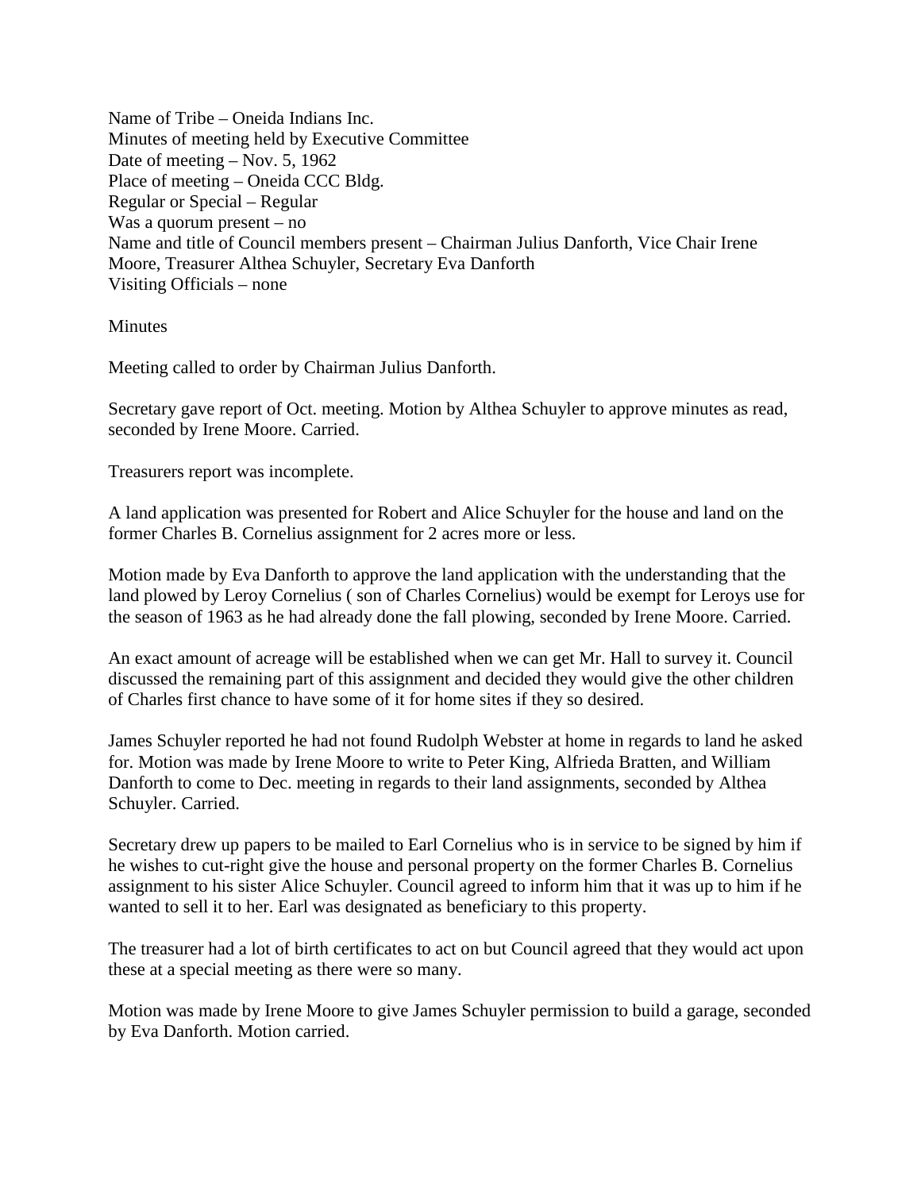Name of Tribe – Oneida Indians Inc.
Minutes of meeting held by Executive Committee
Date of meeting – Nov. 5, 1962
Place of meeting – Oneida CCC Bldg.
Regular or Special – Regular
Was a quorum present – no
Name and title of Council members present – Chairman Julius Danforth, Vice Chair Irene Moore, Treasurer Althea Schuyler, Secretary Eva Danforth
Visiting Officials – none

Minutes

Meeting called to order by Chairman Julius Danforth.

Secretary gave report of Oct. meeting. Motion by Althea Schuyler to approve minutes as read, seconded by Irene Moore. Carried.

Treasurers report was incomplete.

A land application was presented for Robert and Alice Schuyler for the house and land on the former Charles B. Cornelius assignment for 2 acres more or less.

Motion made by Eva Danforth to approve the land application with the understanding that the land plowed by Leroy Cornelius ( son of Charles Cornelius) would be exempt for Leroys use for the season of 1963 as he had already done the fall plowing, seconded by Irene Moore. Carried.

An exact amount of acreage will be established when we can get Mr. Hall to survey it. Council discussed the remaining part of this assignment and decided they would give the other children of Charles first chance to have some of it for home sites if they so desired.

James Schuyler reported he had not found Rudolph Webster at home in regards to land he asked for. Motion was made by Irene Moore to write to Peter King, Alfrieda Bratten, and William Danforth to come to Dec. meeting in regards to their land assignments, seconded by Althea Schuyler. Carried.

Secretary drew up papers to be mailed to Earl Cornelius who is in service to be signed by him if he wishes to cut-right give the house and personal property on the former Charles B. Cornelius assignment to his sister Alice Schuyler. Council agreed to inform him that it was up to him if he wanted to sell it to her. Earl was designated as beneficiary to this property.

The treasurer had a lot of birth certificates to act on but Council agreed that they would act upon these at a special meeting as there were so many.

Motion was made by Irene Moore to give James Schuyler permission to build a garage, seconded by Eva Danforth. Motion carried.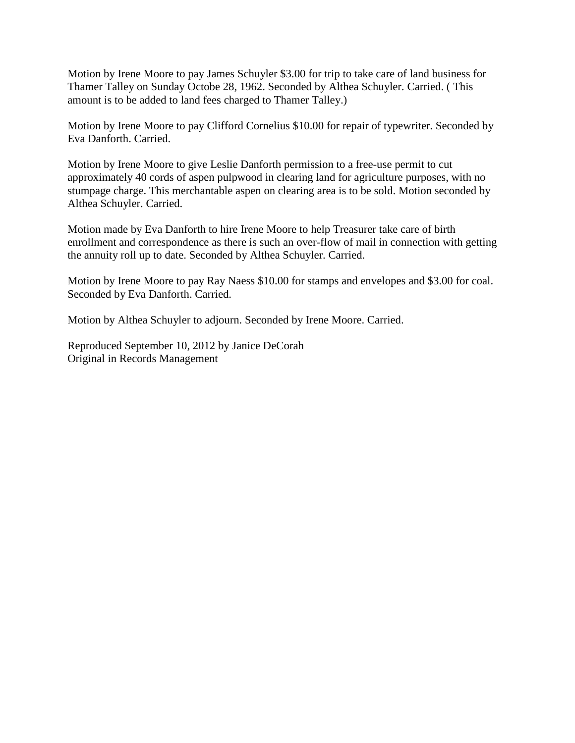Motion by Irene Moore to pay James Schuyler $3.00 for trip to take care of land business for Thamer Talley on Sunday Octobe 28, 1962. Seconded by Althea Schuyler. Carried. ( This amount is to be added to land fees charged to Thamer Talley.)

Motion by Irene Moore to pay Clifford Cornelius $10.00 for repair of typewriter. Seconded by Eva Danforth. Carried.

Motion by Irene Moore to give Leslie Danforth permission to a free-use permit to cut approximately 40 cords of aspen pulpwood in clearing land for agriculture purposes, with no stumpage charge. This merchantable aspen on clearing area is to be sold. Motion seconded by Althea Schuyler. Carried.

Motion made by Eva Danforth to hire Irene Moore to help Treasurer take care of birth enrollment and correspondence as there is such an over-flow of mail in connection with getting the annuity roll up to date. Seconded by Althea Schuyler. Carried.

Motion by Irene Moore to pay Ray Naess $10.00 for stamps and envelopes and $3.00 for coal. Seconded by Eva Danforth. Carried.

Motion by Althea Schuyler to adjourn. Seconded by Irene Moore. Carried.

Reproduced September 10, 2012 by Janice DeCorah
Original in Records Management